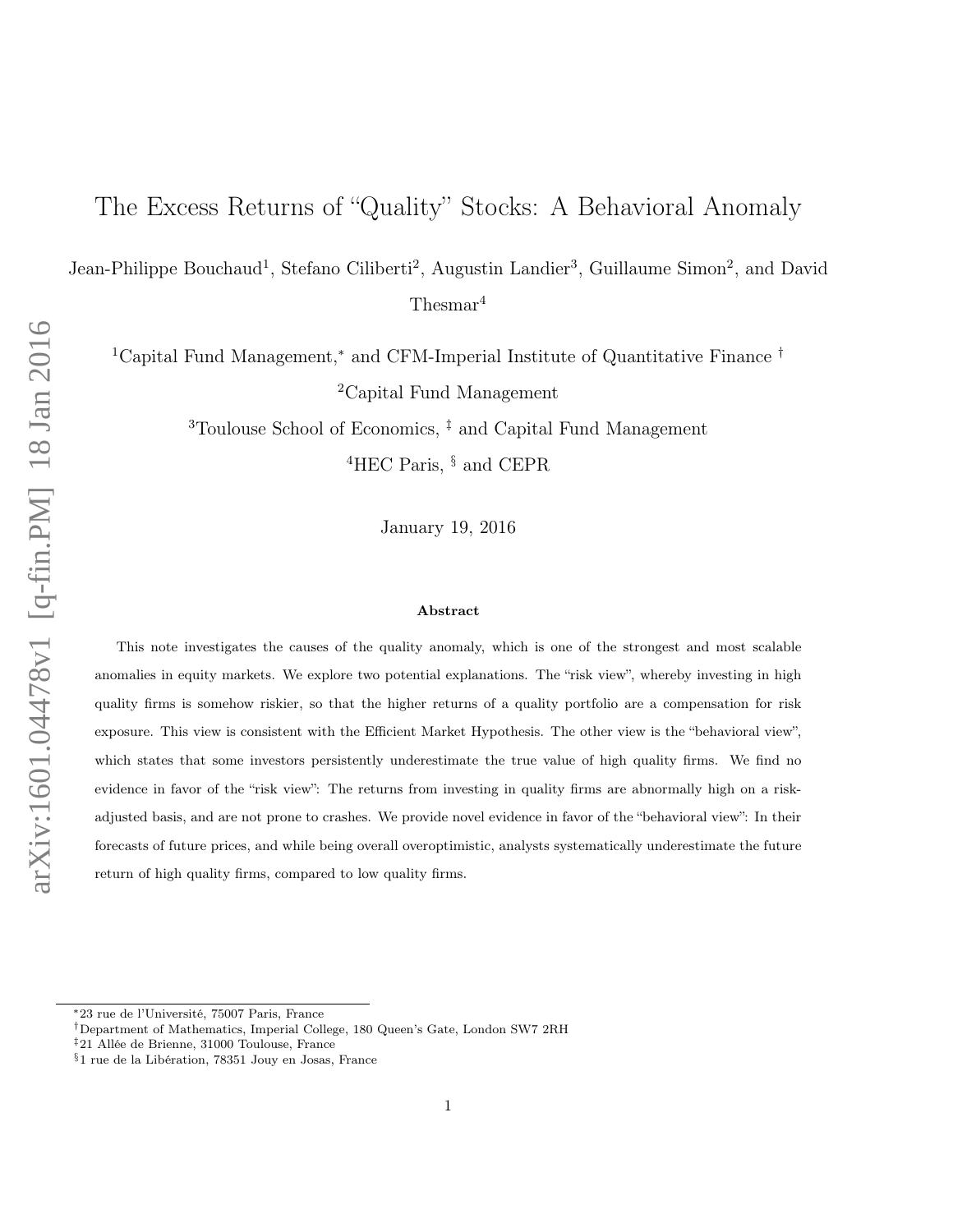# The Excess Returns of "Quality" Stocks: A Behavioral Anomaly

Jean-Philippe Bouchaud[1], Stefano Ciliberti[2], Augustin Landier[3], Guillaume Simon[2], and David Thesmar[4]

[1]Capital Fund Management,[*] and CFM-Imperial Institute of Quantitative Finance [†]

[2]Capital Fund Management

[3]Toulouse School of Economics, [‡] and Capital Fund Management

[4]HEC Paris, [§] and CEPR

January 19, 2016

### Abstract

This note investigates the causes of the quality anomaly, which is one of the strongest and most scalable anomalies in equity markets. We explore two potential explanations. The "risk view", whereby investing in high quality firms is somehow riskier, so that the higher returns of a quality portfolio are a compensation for risk exposure. This view is consistent with the Efficient Market Hypothesis. The other view is the "behavioral view", which states that some investors persistently underestimate the true value of high quality firms. We find no evidence in favor of the "risk view": The returns from investing in quality firms are abnormally high on a risk-adjusted basis, and are not prone to crashes. We provide novel evidence in favor of the "behavioral view": In their forecasts of future prices, and while being overall overoptimistic, analysts systematically underestimate the future return of high quality firms, compared to low quality firms.

---

[*]23 rue de l'Université, 75007 Paris, France

[†]Department of Mathematics, Imperial College, 180 Queen's Gate, London SW7 2RH

[‡]21 Allée de Brienne, 31000 Toulouse, France

[§]1 rue de la Libération, 78351 Jouy en Josas, France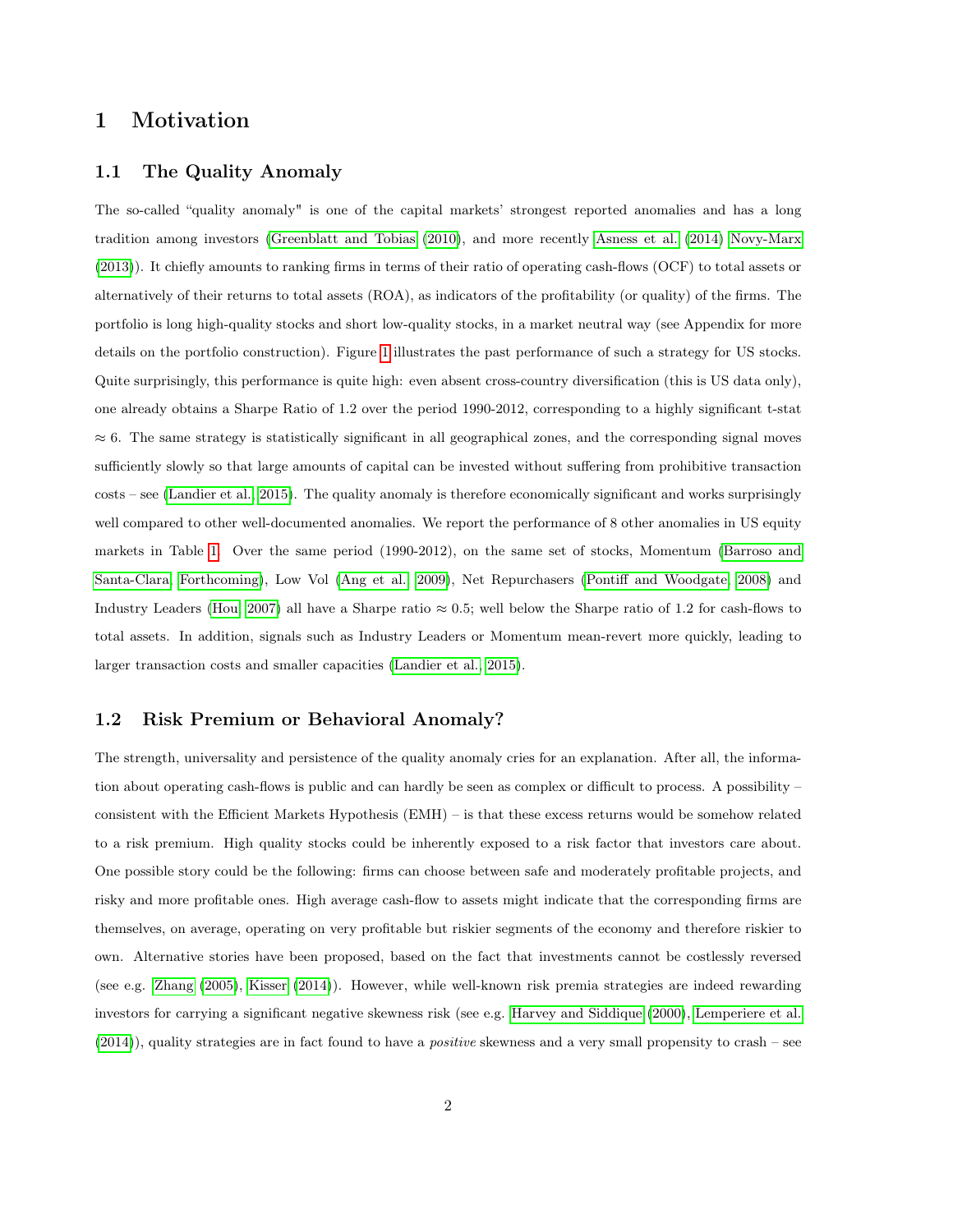# 1 Motivation

## 1.1 The Quality Anomaly

The so-called "quality anomaly" is one of the capital markets' strongest reported anomalies and has a long tradition among investors (Greenblatt and Tobias (2010), and more recently Asness et al. (2014) Novy-Marx (2013)). It chiefly amounts to ranking firms in terms of their ratio of operating cash-flows (OCF) to total assets or alternatively of their returns to total assets (ROA), as indicators of the profitability (or quality) of the firms. The portfolio is long high-quality stocks and short low-quality stocks, in a market neutral way (see Appendix for more details on the portfolio construction). Figure 1 illustrates the past performance of such a strategy for US stocks. Quite surprisingly, this performance is quite high: even absent cross-country diversification (this is US data only), one already obtains a Sharpe Ratio of 1.2 over the period 1990-2012, corresponding to a highly significant t-stat $\approx 6$. The same strategy is statistically significant in all geographical zones, and the corresponding signal moves sufficiently slowly so that large amounts of capital can be invested without suffering from prohibitive transaction costs – see (Landier et al., 2015). The quality anomaly is therefore economically significant and works surprisingly well compared to other well-documented anomalies. We report the performance of 8 other anomalies in US equity markets in Table 1. Over the same period (1990-2012), on the same set of stocks, Momentum (Barroso and Santa-Clara, Forthcoming), Low Vol (Ang et al., 2009), Net Repurchasers (Pontiff and Woodgate, 2008) and Industry Leaders (Hou, 2007) all have a Sharpe ratio $\approx 0.5$; well below the Sharpe ratio of 1.2 for cash-flows to total assets. In addition, signals such as Industry Leaders or Momentum mean-revert more quickly, leading to larger transaction costs and smaller capacities (Landier et al., 2015).

## 1.2 Risk Premium or Behavioral Anomaly?

The strength, universality and persistence of the quality anomaly cries for an explanation. After all, the information about operating cash-flows is public and can hardly be seen as complex or difficult to process. A possibility – consistent with the Efficient Markets Hypothesis (EMH) – is that these excess returns would be somehow related to a risk premium. High quality stocks could be inherently exposed to a risk factor that investors care about. One possible story could be the following: firms can choose between safe and moderately profitable projects, and risky and more profitable ones. High average cash-flow to assets might indicate that the corresponding firms are themselves, on average, operating on very profitable but riskier segments of the economy and therefore riskier to own. Alternative stories have been proposed, based on the fact that investments cannot be costlessly reversed (see e.g. Zhang (2005), Kisser (2014)). However, while well-known risk premia strategies are indeed rewarding investors for carrying a significant negative skewness risk (see e.g. Harvey and Siddique (2000), Lemperiere et al. (2014)), quality strategies are in fact found to have a *positive* skewness and a very small propensity to crash – see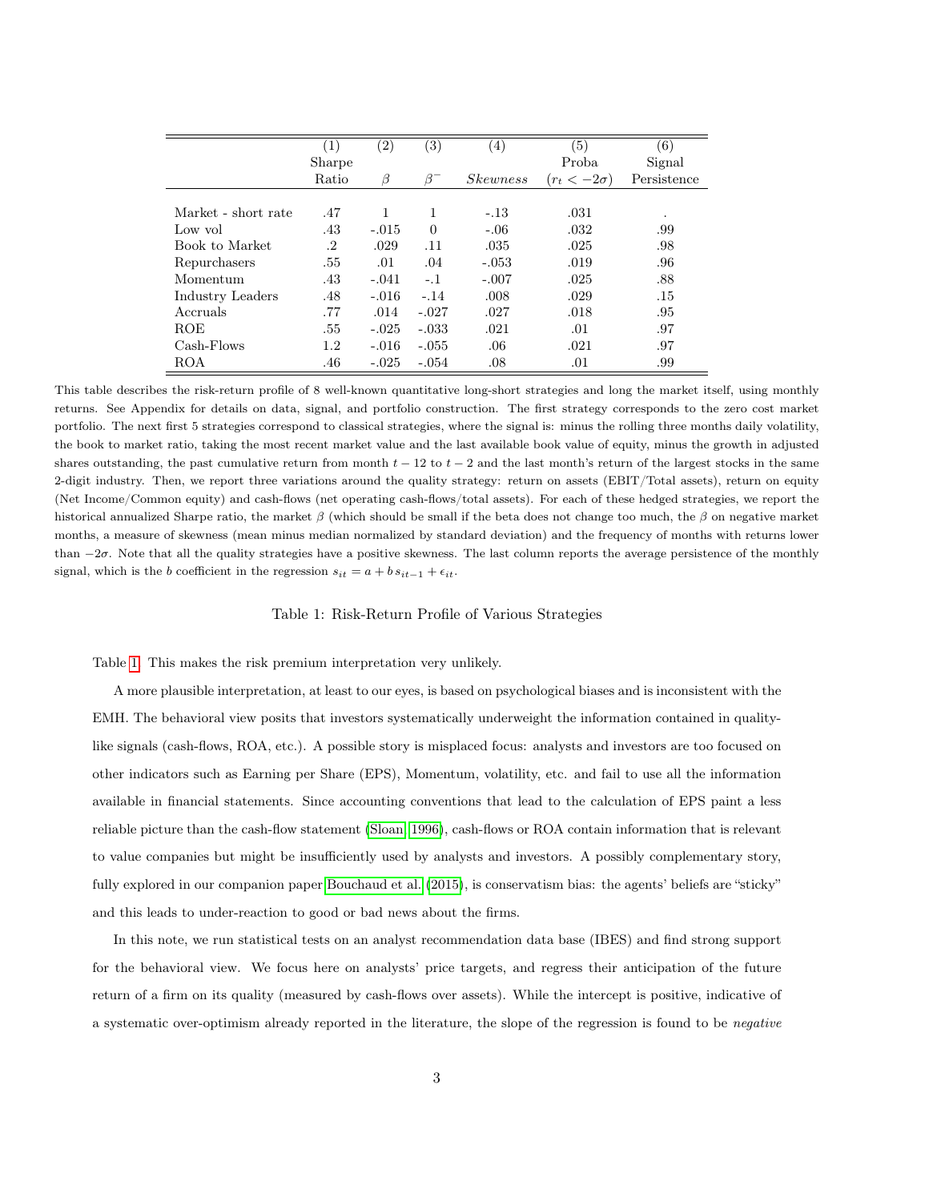| | (1) Sharpe Ratio | (2) $\beta$ | (3) $\beta^-$ | (4) *Skewness* | (5) Proba ($r_t < -2\sigma$) | (6) Signal Persistence |
|---|---|---|---|---|---|---|
| Market - short rate | .47 | 1 | 1 | -.13 | .031 | . |
| Low vol | .43 | -.015 | 0 | -.06 | .032 | .99 |
| Book to Market | .2 | .029 | .11 | .035 | .025 | .98 |
| Repurchasers | .55 | .01 | .04 | -.053 | .019 | .96 |
| Momentum | .43 | -.041 | -.1 | -.007 | .025 | .88 |
| Industry Leaders | .48 | -.016 | -.14 | .008 | .029 | .15 |
| Accruals | .77 | .014 | -.027 | .027 | .018 | .95 |
| ROE | .55 | -.025 | -.033 | .021 | .01 | .97 |
| Cash-Flows | 1.2 | -.016 | -.055 | .06 | .021 | .97 |
| ROA | .46 | -.025 | -.054 | .08 | .01 | .99 |

This table describes the risk-return profile of 8 well-known quantitative long-short strategies and long the market itself, using monthly returns. See Appendix for details on data, signal, and portfolio construction. The first strategy corresponds to the zero cost market portfolio. The next first 5 strategies correspond to classical strategies, where the signal is: minus the rolling three months daily volatility, the book to market ratio, taking the most recent market value and the last available book value of equity, minus the growth in adjusted shares outstanding, the past cumulative return from month $t-12$ to $t-2$ and the last month's return of the largest stocks in the same 2-digit industry. Then, we report three variations around the quality strategy: return on assets (EBIT/Total assets), return on equity (Net Income/Common equity) and cash-flows (net operating cash-flows/total assets). For each of these hedged strategies, we report the historical annualized Sharpe ratio, the market $\beta$ (which should be small if the beta does not change too much, the $\beta$ on negative market months, a measure of skewness (mean minus median normalized by standard deviation) and the frequency of months with returns lower than $-2\sigma$. Note that all the quality strategies have a positive skewness. The last column reports the average persistence of the monthly signal, which is the $b$ coefficient in the regression $s_{it} = a + b\, s_{it-1} + \epsilon_{it}$.

Table 1: Risk-Return Profile of Various Strategies

Table 1. This makes the risk premium interpretation very unlikely.

A more plausible interpretation, at least to our eyes, is based on psychological biases and is inconsistent with the EMH. The behavioral view posits that investors systematically underweight the information contained in quality-like signals (cash-flows, ROA, etc.). A possible story is misplaced focus: analysts and investors are too focused on other indicators such as Earning per Share (EPS), Momentum, volatility, etc. and fail to use all the information available in financial statements. Since accounting conventions that lead to the calculation of EPS paint a less reliable picture than the cash-flow statement (Sloan, 1996), cash-flows or ROA contain information that is relevant to value companies but might be insufficiently used by analysts and investors. A possibly complementary story, fully explored in our companion paper Bouchaud et al. (2015), is conservatism bias: the agents' beliefs are "sticky" and this leads to under-reaction to good or bad news about the firms.

In this note, we run statistical tests on an analyst recommendation data base (IBES) and find strong support for the behavioral view. We focus here on analysts' price targets, and regress their anticipation of the future return of a firm on its quality (measured by cash-flows over assets). While the intercept is positive, indicative of a systematic over-optimism already reported in the literature, the slope of the regression is found to be *negative*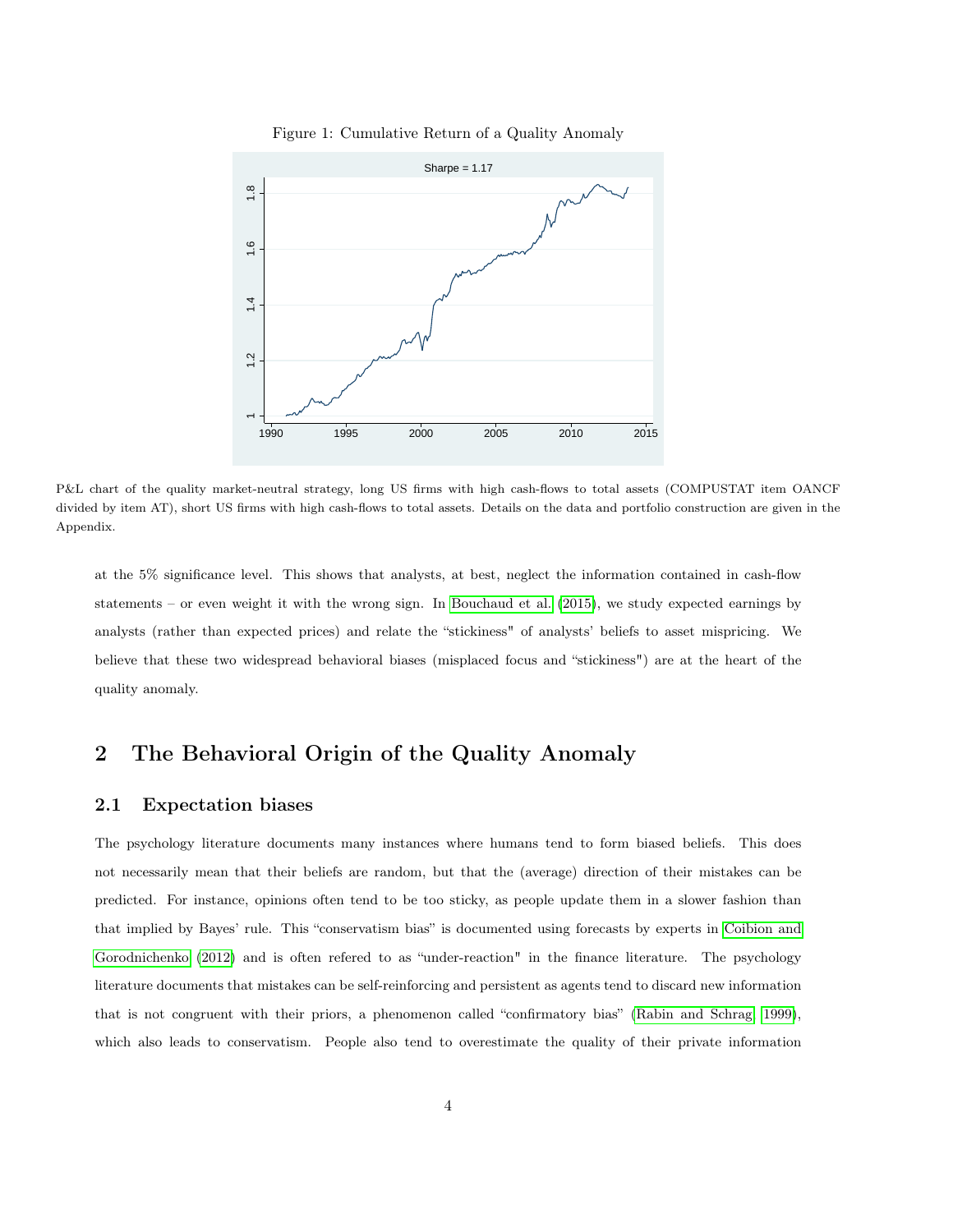Figure 1: Cumulative Return of a Quality Anomaly

P&L chart of the quality market-neutral strategy, long US firms with high cash-flows to total assets (COMPUSTAT item OANCF divided by item AT), short US firms with high cash-flows to total assets. Details on the data and portfolio construction are given in the Appendix.

at the 5% significance level. This shows that analysts, at best, neglect the information contained in cash-flow statements – or even weight it with the wrong sign. In Bouchaud et al. (2015), we study expected earnings by analysts (rather than expected prices) and relate the "stickiness" of analysts' beliefs to asset mispricing. We believe that these two widespread behavioral biases (misplaced focus and "stickiness") are at the heart of the quality anomaly.

## 2 The Behavioral Origin of the Quality Anomaly

### 2.1 Expectation biases

The psychology literature documents many instances where humans tend to form biased beliefs. This does not necessarily mean that their beliefs are random, but that the (average) direction of their mistakes can be predicted. For instance, opinions often tend to be too sticky, as people update them in a slower fashion than that implied by Bayes' rule. This "conservatism bias" is documented using forecasts by experts in Coibion and Gorodnichenko (2012) and is often refered to as "under-reaction" in the finance literature. The psychology literature documents that mistakes can be self-reinforcing and persistent as agents tend to discard new information that is not congruent with their priors, a phenomenon called "confirmatory bias" (Rabin and Schrag, 1999), which also leads to conservatism. People also tend to overestimate the quality of their private information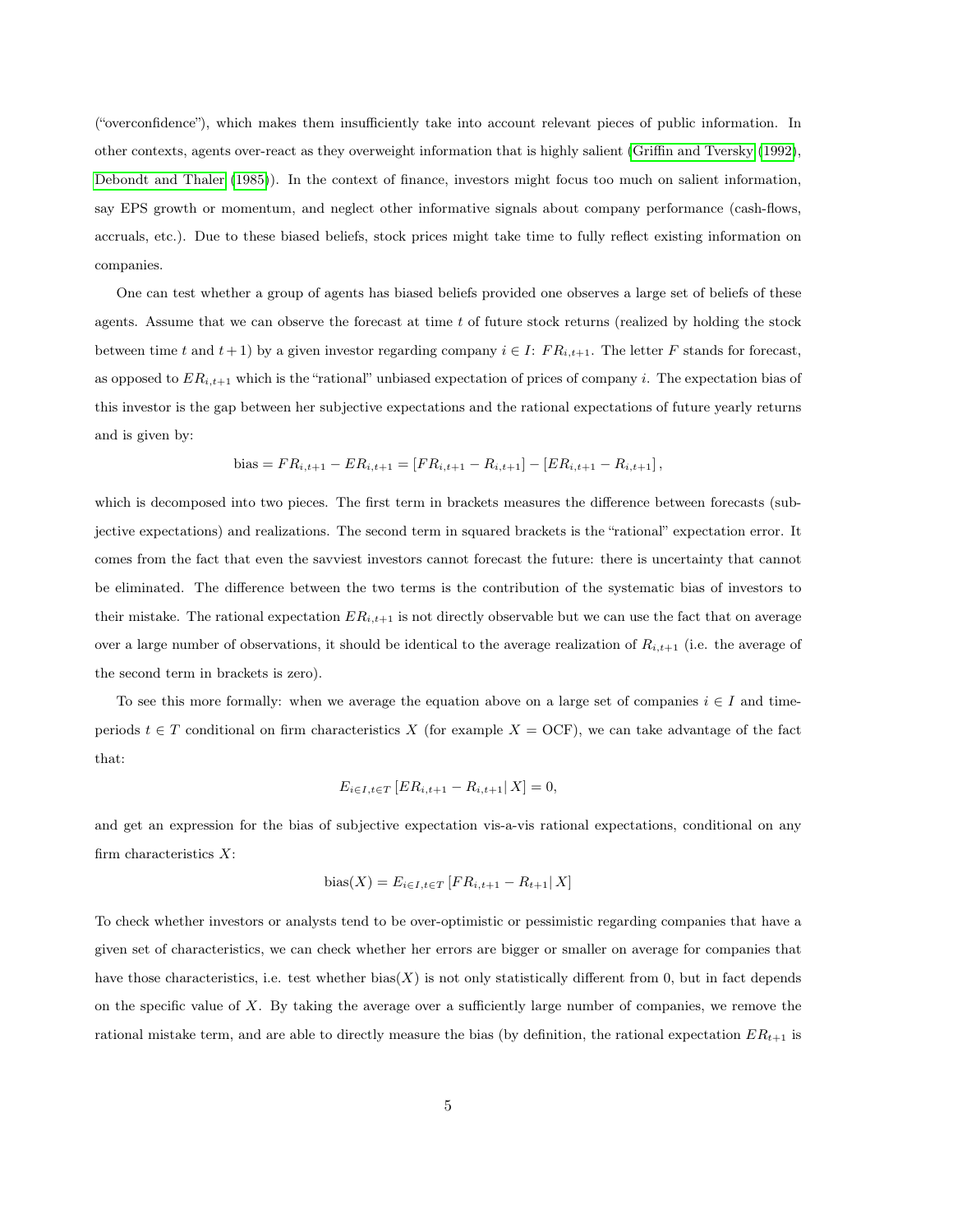("overconfidence"), which makes them insufficiently take into account relevant pieces of public information. In other contexts, agents over-react as they overweight information that is highly salient (Griffin and Tversky (1992), Debondt and Thaler (1985)). In the context of finance, investors might focus too much on salient information, say EPS growth or momentum, and neglect other informative signals about company performance (cash-flows, accruals, etc.). Due to these biased beliefs, stock prices might take time to fully reflect existing information on companies.

One can test whether a group of agents has biased beliefs provided one observes a large set of beliefs of these agents. Assume that we can observe the forecast at time $t$ of future stock returns (realized by holding the stock between time $t$ and $t+1$) by a given investor regarding company $i \in I$: $FR_{i,t+1}$. The letter $F$ stands for forecast, as opposed to $ER_{i,t+1}$ which is the "rational" unbiased expectation of prices of company $i$. The expectation bias of this investor is the gap between her subjective expectations and the rational expectations of future yearly returns and is given by:

$$\text{bias} = FR_{i,t+1} - ER_{i,t+1} = [FR_{i,t+1} - R_{i,t+1}] - [ER_{i,t+1} - R_{i,t+1}],$$

which is decomposed into two pieces. The first term in brackets measures the difference between forecasts (subjective expectations) and realizations. The second term in squared brackets is the "rational" expectation error. It comes from the fact that even the savviest investors cannot forecast the future: there is uncertainty that cannot be eliminated. The difference between the two terms is the contribution of the systematic bias of investors to their mistake. The rational expectation $ER_{i,t+1}$ is not directly observable but we can use the fact that on average over a large number of observations, it should be identical to the average realization of $R_{i,t+1}$ (i.e. the average of the second term in brackets is zero).

To see this more formally: when we average the equation above on a large set of companies $i \in I$ and time-periods $t \in T$ conditional on firm characteristics $X$ (for example $X = \text{OCF}$), we can take advantage of the fact that:

$$E_{i \in I, t \in T}\left[ER_{i,t+1} - R_{i,t+1} | X\right] = 0,$$

and get an expression for the bias of subjective expectation vis-a-vis rational expectations, conditional on any firm characteristics $X$:

$$\text{bias}(X) = E_{i \in I, t \in T}\left[FR_{i,t+1} - R_{t+1} | X\right]$$

To check whether investors or analysts tend to be over-optimistic or pessimistic regarding companies that have a given set of characteristics, we can check whether her errors are bigger or smaller on average for companies that have those characteristics, i.e. test whether $\text{bias}(X)$ is not only statistically different from 0, but in fact depends on the specific value of $X$. By taking the average over a sufficiently large number of companies, we remove the rational mistake term, and are able to directly measure the bias (by definition, the rational expectation $ER_{t+1}$ is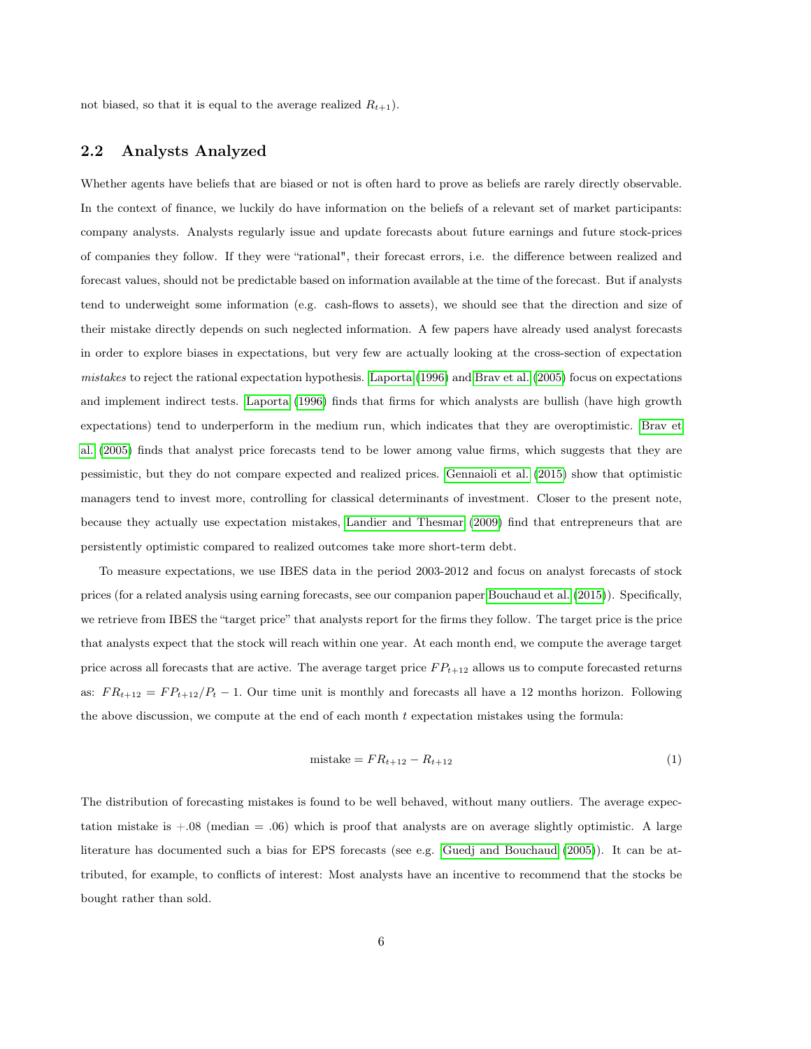not biased, so that it is equal to the average realized $R_{t+1}$).

## 2.2 Analysts Analyzed

Whether agents have beliefs that are biased or not is often hard to prove as beliefs are rarely directly observable. In the context of finance, we luckily do have information on the beliefs of a relevant set of market participants: company analysts. Analysts regularly issue and update forecasts about future earnings and future stock-prices of companies they follow. If they were "rational", their forecast errors, i.e. the difference between realized and forecast values, should not be predictable based on information available at the time of the forecast. But if analysts tend to underweight some information (e.g. cash-flows to assets), we should see that the direction and size of their mistake directly depends on such neglected information. A few papers have already used analyst forecasts in order to explore biases in expectations, but very few are actually looking at the cross-section of expectation *mistakes* to reject the rational expectation hypothesis. Laporta (1996) and Brav et al. (2005) focus on expectations and implement indirect tests. Laporta (1996) finds that firms for which analysts are bullish (have high growth expectations) tend to underperform in the medium run, which indicates that they are overoptimistic. Brav et al. (2005) finds that analyst price forecasts tend to be lower among value firms, which suggests that they are pessimistic, but they do not compare expected and realized prices. Gennaioli et al. (2015) show that optimistic managers tend to invest more, controlling for classical determinants of investment. Closer to the present note, because they actually use expectation mistakes, Landier and Thesmar (2009) find that entrepreneurs that are persistently optimistic compared to realized outcomes take more short-term debt.

To measure expectations, we use IBES data in the period 2003-2012 and focus on analyst forecasts of stock prices (for a related analysis using earning forecasts, see our companion paper Bouchaud et al. (2015)). Specifically, we retrieve from IBES the "target price" that analysts report for the firms they follow. The target price is the price that analysts expect that the stock will reach within one year. At each month end, we compute the average target price across all forecasts that are active. The average target price $FP_{t+12}$ allows us to compute forecasted returns as: $FR_{t+12} = FP_{t+12}/P_t - 1$. Our time unit is monthly and forecasts all have a 12 months horizon. Following the above discussion, we compute at the end of each month $t$ expectation mistakes using the formula:

$$\text{mistake} = FR_{t+12} - R_{t+12} \tag{1}$$

The distribution of forecasting mistakes is found to be well behaved, without many outliers. The average expectation mistake is +.08 (median = .06) which is proof that analysts are on average slightly optimistic. A large literature has documented such a bias for EPS forecasts (see e.g. Guedj and Bouchaud (2005)). It can be attributed, for example, to conflicts of interest: Most analysts have an incentive to recommend that the stocks be bought rather than sold.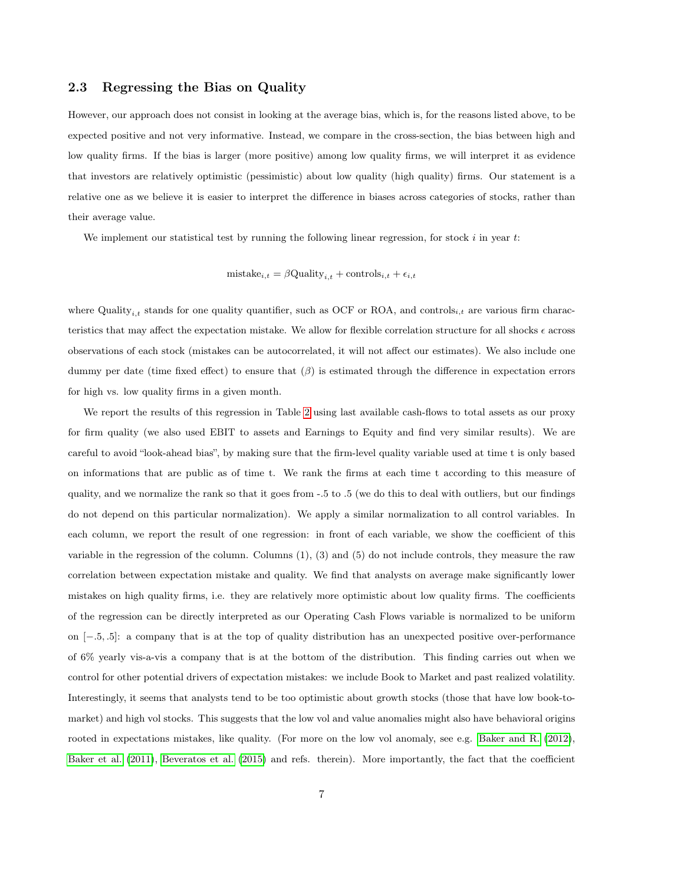### 2.3 Regressing the Bias on Quality

However, our approach does not consist in looking at the average bias, which is, for the reasons listed above, to be expected positive and not very informative. Instead, we compare in the cross-section, the bias between high and low quality firms. If the bias is larger (more positive) among low quality firms, we will interpret it as evidence that investors are relatively optimistic (pessimistic) about low quality (high quality) firms. Our statement is a relative one as we believe it is easier to interpret the difference in biases across categories of stocks, rather than their average value.

We implement our statistical test by running the following linear regression, for stock $i$ in year $t$:

$$\text{mistake}_{i,t} = \beta \text{Quality}_{i,t} + \text{controls}_{i,t} + \epsilon_{i,t}$$

where $\text{Quality}_{i,t}$ stands for one quality quantifier, such as OCF or ROA, and $\text{controls}_{i,t}$ are various firm characteristics that may affect the expectation mistake. We allow for flexible correlation structure for all shocks $\epsilon$ across observations of each stock (mistakes can be autocorrelated, it will not affect our estimates). We also include one dummy per date (time fixed effect) to ensure that ($\beta$) is estimated through the difference in expectation errors for high vs. low quality firms in a given month.

We report the results of this regression in Table 2 using last available cash-flows to total assets as our proxy for firm quality (we also used EBIT to assets and Earnings to Equity and find very similar results). We are careful to avoid "look-ahead bias", by making sure that the firm-level quality variable used at time t is only based on informations that are public as of time t. We rank the firms at each time t according to this measure of quality, and we normalize the rank so that it goes from -.5 to .5 (we do this to deal with outliers, but our findings do not depend on this particular normalization). We apply a similar normalization to all control variables. In each column, we report the result of one regression: in front of each variable, we show the coefficient of this variable in the regression of the column. Columns (1), (3) and (5) do not include controls, they measure the raw correlation between expectation mistake and quality. We find that analysts on average make significantly lower mistakes on high quality firms, i.e. they are relatively more optimistic about low quality firms. The coefficients of the regression can be directly interpreted as our Operating Cash Flows variable is normalized to be uniform on $[-.5, .5]$: a company that is at the top of quality distribution has an unexpected positive over-performance of 6% yearly vis-a-vis a company that is at the bottom of the distribution. This finding carries out when we control for other potential drivers of expectation mistakes: we include Book to Market and past realized volatility. Interestingly, it seems that analysts tend to be too optimistic about growth stocks (those that have low book-to-market) and high vol stocks. This suggests that the low vol and value anomalies might also have behavioral origins rooted in expectations mistakes, like quality. (For more on the low vol anomaly, see e.g. Baker and R. (2012), Baker et al. (2011), Beveratos et al. (2015) and refs. therein). More importantly, the fact that the coefficient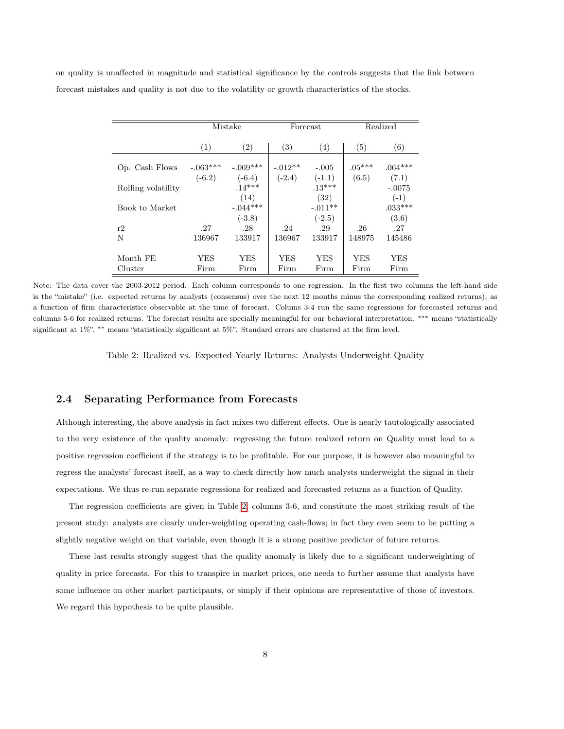on quality is unaffected in magnitude and statistical significance by the controls suggests that the link between forecast mistakes and quality is not due to the volatility or growth characteristics of the stocks.

| | Mistake | | Forecast | | Realized | |
|---|---|---|---|---|---|---|
| | (1) | (2) | (3) | (4) | (5) | (6) |
| Op. Cash Flows | -.063*** | -.069*** | -.012** | -.005 | .05*** | .064*** |
| | (-6.2) | (-6.4) | (-2.4) | (-1.1) | (6.5) | (7.1) |
| Rolling volatility | | .14*** | | .13*** | | -.0075 |
| | | (14) | | (32) | | (-1) |
| Book to Market | | -.044*** | | -.011** | | .033*** |
| | | (-3.8) | | (-2.5) | | (3.6) |
| r2 | .27 | .28 | .24 | .29 | .26 | .27 |
| N | 136967 | 133917 | 136967 | 133917 | 148975 | 145486 |
| Month FE | YES | YES | YES | YES | YES | YES |
| Cluster | Firm | Firm | Firm | Firm | Firm | Firm |

Note: The data cover the 2003-2012 period. Each column corresponds to one regression. In the first two columns the left-hand side is the "mistake" (i.e. expected returns by analysts (consensus) over the next 12 months minus the corresponding realized returns), as a function of firm characteristics observable at the time of forecast. Colums 3-4 run the same regressions for forecasted returns and columns 5-6 for realized returns. The forecast results are specially meaningful for our behavioral interpretation. *** means "statistically significant at 1%", ** means "statistically significant at 5%". Standard errors are clustered at the firm level.

Table 2: Realized vs. Expected Yearly Returns: Analysts Underweight Quality

## 2.4 Separating Performance from Forecasts

Although interesting, the above analysis in fact mixes two different effects. One is nearly tautologically associated to the very existence of the quality anomaly: regressing the future realized return on Quality must lead to a positive regression coefficient if the strategy is to be profitable. For our purpose, it is however also meaningful to regress the analysts' forecast itself, as a way to check directly how much analysts underweight the signal in their expectations. We thus re-run separate regressions for realized and forecasted returns as a function of Quality.

The regression coefficients are given in Table 2, columns 3-6, and constitute the most striking result of the present study: analysts are clearly under-weighting operating cash-flows; in fact they even seem to be putting a slightly negative weight on that variable, even though it is a strong positive predictor of future returns.

These last results strongly suggest that the quality anomaly is likely due to a significant underweighting of quality in price forecasts. For this to transpire in market prices, one needs to further assume that analysts have some influence on other market participants, or simply if their opinions are representative of those of investors. We regard this hypothesis to be quite plausible.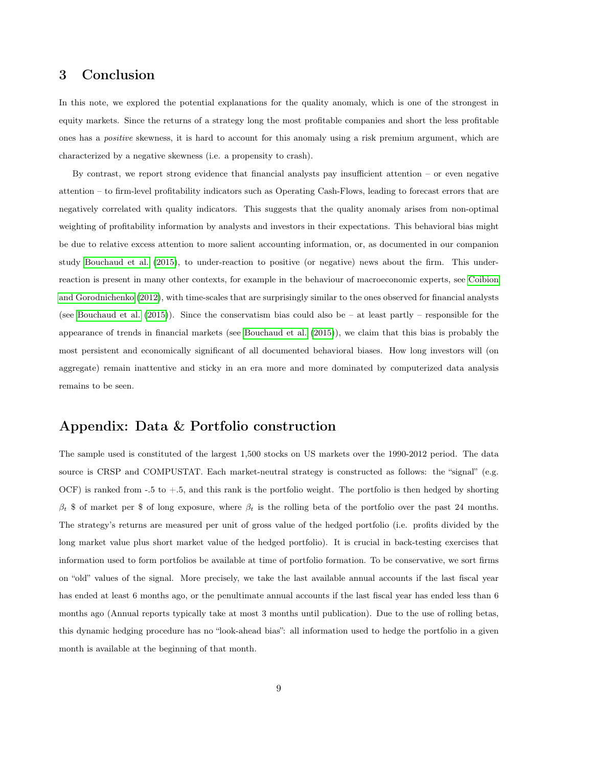## 3 Conclusion

In this note, we explored the potential explanations for the quality anomaly, which is one of the strongest in equity markets. Since the returns of a strategy long the most profitable companies and short the less profitable ones has a *positive* skewness, it is hard to account for this anomaly using a risk premium argument, which are characterized by a negative skewness (i.e. a propensity to crash).

By contrast, we report strong evidence that financial analysts pay insufficient attention – or even negative attention – to firm-level profitability indicators such as Operating Cash-Flows, leading to forecast errors that are negatively correlated with quality indicators. This suggests that the quality anomaly arises from non-optimal weighting of profitability information by analysts and investors in their expectations. This behavioral bias might be due to relative excess attention to more salient accounting information, or, as documented in our companion study Bouchaud et al. (2015), to under-reaction to positive (or negative) news about the firm. This under-reaction is present in many other contexts, for example in the behaviour of macroeconomic experts, see Coibion and Gorodnichenko (2012), with time-scales that are surprisingly similar to the ones observed for financial analysts (see Bouchaud et al. (2015)). Since the conservatism bias could also be – at least partly – responsible for the appearance of trends in financial markets (see Bouchaud et al. (2015)), we claim that this bias is probably the most persistent and economically significant of all documented behavioral biases. How long investors will (on aggregate) remain inattentive and sticky in an era more and more dominated by computerized data analysis remains to be seen.

## Appendix: Data & Portfolio construction

The sample used is constituted of the largest 1,500 stocks on US markets over the 1990-2012 period. The data source is CRSP and COMPUSTAT. Each market-neutral strategy is constructed as follows: the "signal" (e.g. OCF) is ranked from -.5 to +.5, and this rank is the portfolio weight. The portfolio is then hedged by shorting $\beta_t$ \$ of market per \$ of long exposure, where $\beta_t$ is the rolling beta of the portfolio over the past 24 months. The strategy's returns are measured per unit of gross value of the hedged portfolio (i.e. profits divided by the long market value plus short market value of the hedged portfolio). It is crucial in back-testing exercises that information used to form portfolios be available at time of portfolio formation. To be conservative, we sort firms on "old" values of the signal. More precisely, we take the last available annual accounts if the last fiscal year has ended at least 6 months ago, or the penultimate annual accounts if the last fiscal year has ended less than 6 months ago (Annual reports typically take at most 3 months until publication). Due to the use of rolling betas, this dynamic hedging procedure has no "look-ahead bias": all information used to hedge the portfolio in a given month is available at the beginning of that month.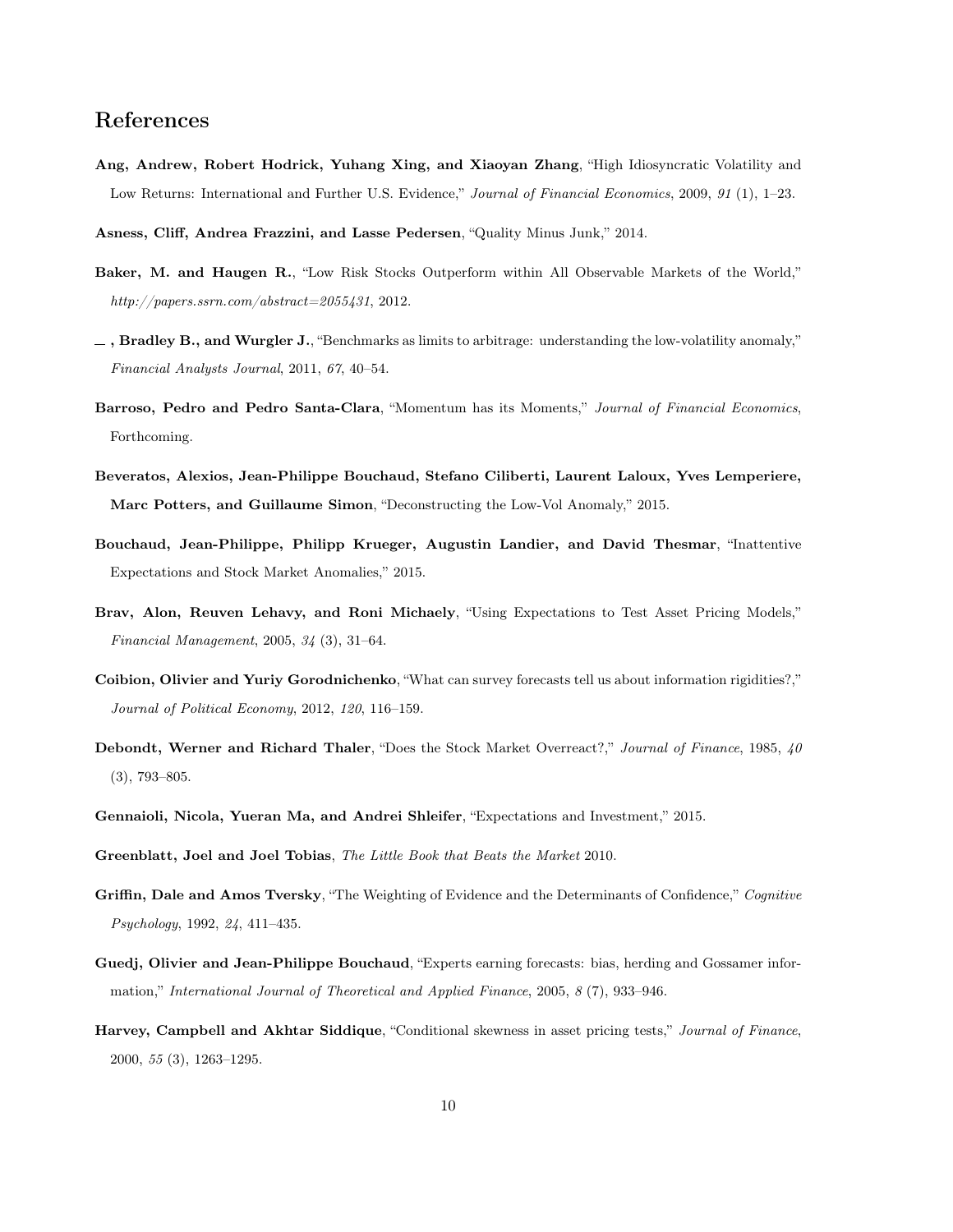## References

**Ang, Andrew, Robert Hodrick, Yuhang Xing, and Xiaoyan Zhang**, "High Idiosyncratic Volatility and Low Returns: International and Further U.S. Evidence," *Journal of Financial Economics*, 2009, *91* (1), 1–23.

**Asness, Cliff, Andrea Frazzini, and Lasse Pedersen**, "Quality Minus Junk," 2014.

**Baker, M. and Haugen R.**, "Low Risk Stocks Outperform within All Observable Markets of the World," *http://papers.ssrn.com/abstract=2055431*, 2012.

**_ , Bradley B., and Wurgler J.**, "Benchmarks as limits to arbitrage: understanding the low-volatility anomaly," *Financial Analysts Journal*, 2011, *67*, 40–54.

**Barroso, Pedro and Pedro Santa-Clara**, "Momentum has its Moments," *Journal of Financial Economics*, Forthcoming.

**Beveratos, Alexios, Jean-Philippe Bouchaud, Stefano Ciliberti, Laurent Laloux, Yves Lemperiere, Marc Potters, and Guillaume Simon**, "Deconstructing the Low-Vol Anomaly," 2015.

**Bouchaud, Jean-Philippe, Philipp Krueger, Augustin Landier, and David Thesmar**, "Inattentive Expectations and Stock Market Anomalies," 2015.

**Brav, Alon, Reuven Lehavy, and Roni Michaely**, "Using Expectations to Test Asset Pricing Models," *Financial Management*, 2005, *34* (3), 31–64.

**Coibion, Olivier and Yuriy Gorodnichenko**, "What can survey forecasts tell us about information rigidities?," *Journal of Political Economy*, 2012, *120*, 116–159.

**Debondt, Werner and Richard Thaler**, "Does the Stock Market Overreact?," *Journal of Finance*, 1985, *40* (3), 793–805.

**Gennaioli, Nicola, Yueran Ma, and Andrei Shleifer**, "Expectations and Investment," 2015.

**Greenblatt, Joel and Joel Tobias**, *The Little Book that Beats the Market* 2010.

**Griffin, Dale and Amos Tversky**, "The Weighting of Evidence and the Determinants of Confidence," *Cognitive Psychology*, 1992, *24*, 411–435.

**Guedj, Olivier and Jean-Philippe Bouchaud**, "Experts earning forecasts: bias, herding and Gossamer information," *International Journal of Theoretical and Applied Finance*, 2005, *8* (7), 933–946.

**Harvey, Campbell and Akhtar Siddique**, "Conditional skewness in asset pricing tests," *Journal of Finance*, 2000, *55* (3), 1263–1295.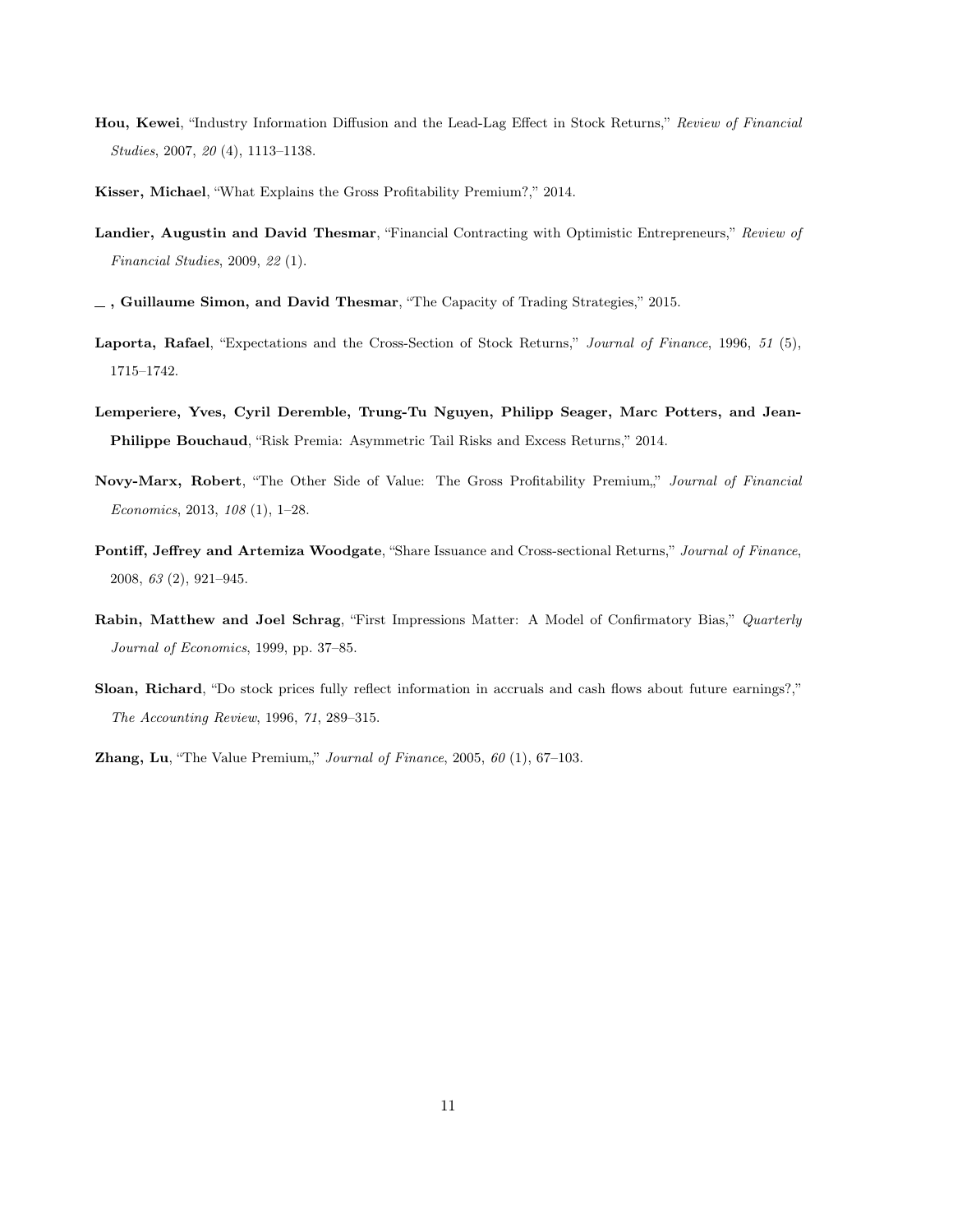**Hou, Kewei**, "Industry Information Diffusion and the Lead-Lag Effect in Stock Returns," *Review of Financial Studies*, 2007, *20* (4), 1113–1138.

**Kisser, Michael**, "What Explains the Gross Profitability Premium?," 2014.

**Landier, Augustin and David Thesmar**, "Financial Contracting with Optimistic Entrepreneurs," *Review of Financial Studies*, 2009, *22* (1).

**\_ , Guillaume Simon, and David Thesmar**, "The Capacity of Trading Strategies," 2015.

**Laporta, Rafael**, "Expectations and the Cross-Section of Stock Returns," *Journal of Finance*, 1996, *51* (5), 1715–1742.

**Lemperiere, Yves, Cyril Deremble, Trung-Tu Nguyen, Philipp Seager, Marc Potters, and Jean-Philippe Bouchaud**, "Risk Premia: Asymmetric Tail Risks and Excess Returns," 2014.

**Novy-Marx, Robert**, "The Other Side of Value: The Gross Profitability Premium,," *Journal of Financial Economics*, 2013, *108* (1), 1–28.

**Pontiff, Jeffrey and Artemiza Woodgate**, "Share Issuance and Cross-sectional Returns," *Journal of Finance*, 2008, *63* (2), 921–945.

**Rabin, Matthew and Joel Schrag**, "First Impressions Matter: A Model of Confirmatory Bias," *Quarterly Journal of Economics*, 1999, pp. 37–85.

**Sloan, Richard**, "Do stock prices fully reflect information in accruals and cash flows about future earnings?," *The Accounting Review*, 1996, *71*, 289–315.

**Zhang, Lu**, "The Value Premium,," *Journal of Finance*, 2005, *60* (1), 67–103.